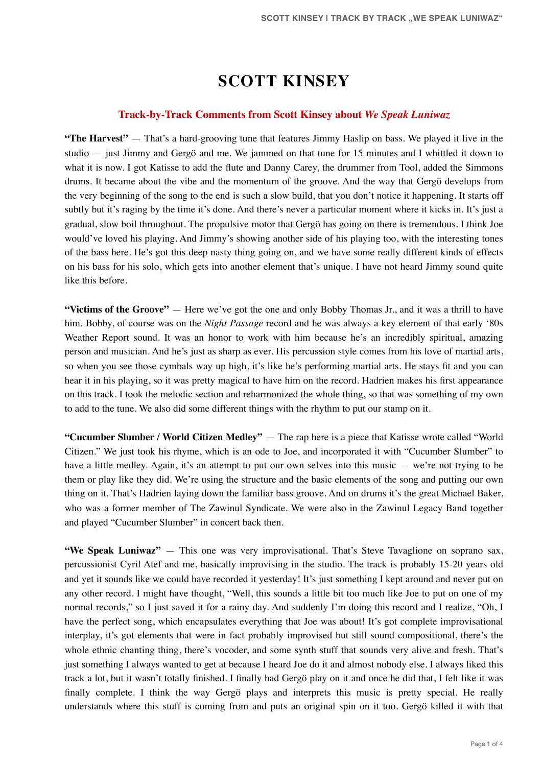# SCOTT KINSEY

## Track-by-Track Comments from Scott Kinsey about *We Speak Luniwaz*

**"The Harvest"** — That's a hard-grooving tune that features Jimmy Haslip on bass. We played it live in the studio — just Jimmy and Gergö and me. We jammed on that tune for 15 minutes and I whittled it down to what it is now. I got Katisse to add the flute and Danny Carey, the drummer from Tool, added the Simmons drums. It became about the vibe and the momentum of the groove. And the way that Gergö develops from the very beginning of the song to the end is such a slow build, that you don't notice it happening. It starts off subtly but it's raging by the time it's done. And there's never a particular moment where it kicks in. It's just a gradual, slow boil throughout. The propulsive motor that Gergö has going on there is tremendous. I think Joe would've loved his playing. And Jimmy's showing another side of his playing too, with the interesting tones of the bass here. He's got this deep nasty thing going on, and we have some really different kinds of effects on his bass for his solo, which gets into another element that's unique. I have not heard Jimmy sound quite like this before.

**"Victims of the Groove"** — Here we've got the one and only Bobby Thomas Jr., and it was a thrill to have him. Bobby, of course was on the *Night Passage* record and he was always a key element of that early '80s Weather Report sound. It was an honor to work with him because he's an incredibly spiritual, amazing person and musician. And he's just as sharp as ever. His percussion style comes from his love of martial arts, so when you see those cymbals way up high, it's like he's performing martial arts. He stays fit and you can hear it in his playing, so it was pretty magical to have him on the record. Hadrien makes his first appearance on this track. I took the melodic section and reharmonized the whole thing, so that was something of my own to add to the tune. We also did some different things with the rhythm to put our stamp on it.

**"Cucumber Slumber / World Citizen Medley"** — The rap here is a piece that Katisse wrote called "World Citizen." We just took his rhyme, which is an ode to Joe, and incorporated it with "Cucumber Slumber" to have a little medley. Again, it's an attempt to put our own selves into this music — we're not trying to be them or play like they did. We're using the structure and the basic elements of the song and putting our own thing on it. That's Hadrien laying down the familiar bass groove. And on drums it's the great Michael Baker, who was a former member of The Zawinul Syndicate. We were also in the Zawinul Legacy Band together and played "Cucumber Slumber" in concert back then.

**"We Speak Luniwaz"** — This one was very improvisational. That's Steve Tavaglione on soprano sax, percussionist Cyril Atef and me, basically improvising in the studio. The track is probably 15-20 years old and yet it sounds like we could have recorded it yesterday! It's just something I kept around and never put on any other record. I might have thought, "Well, this sounds a little bit too much like Joe to put on one of my normal records," so I just saved it for a rainy day. And suddenly I'm doing this record and I realize, "Oh, I have the perfect song, which encapsulates everything that Joe was about! It's got complete improvisational interplay, it's got elements that were in fact probably improvised but still sound compositional, there's the whole ethnic chanting thing, there's vocoder, and some synth stuff that sounds very alive and fresh. That's just something I always wanted to get at because I heard Joe do it and almost nobody else. I always liked this track a lot, but it wasn't totally finished. I finally had Gergö play on it and once he did that, I felt like it was finally complete. I think the way Gergö plays and interprets this music is pretty special. He really understands where this stuff is coming from and puts an original spin on it too. Gergö killed it with that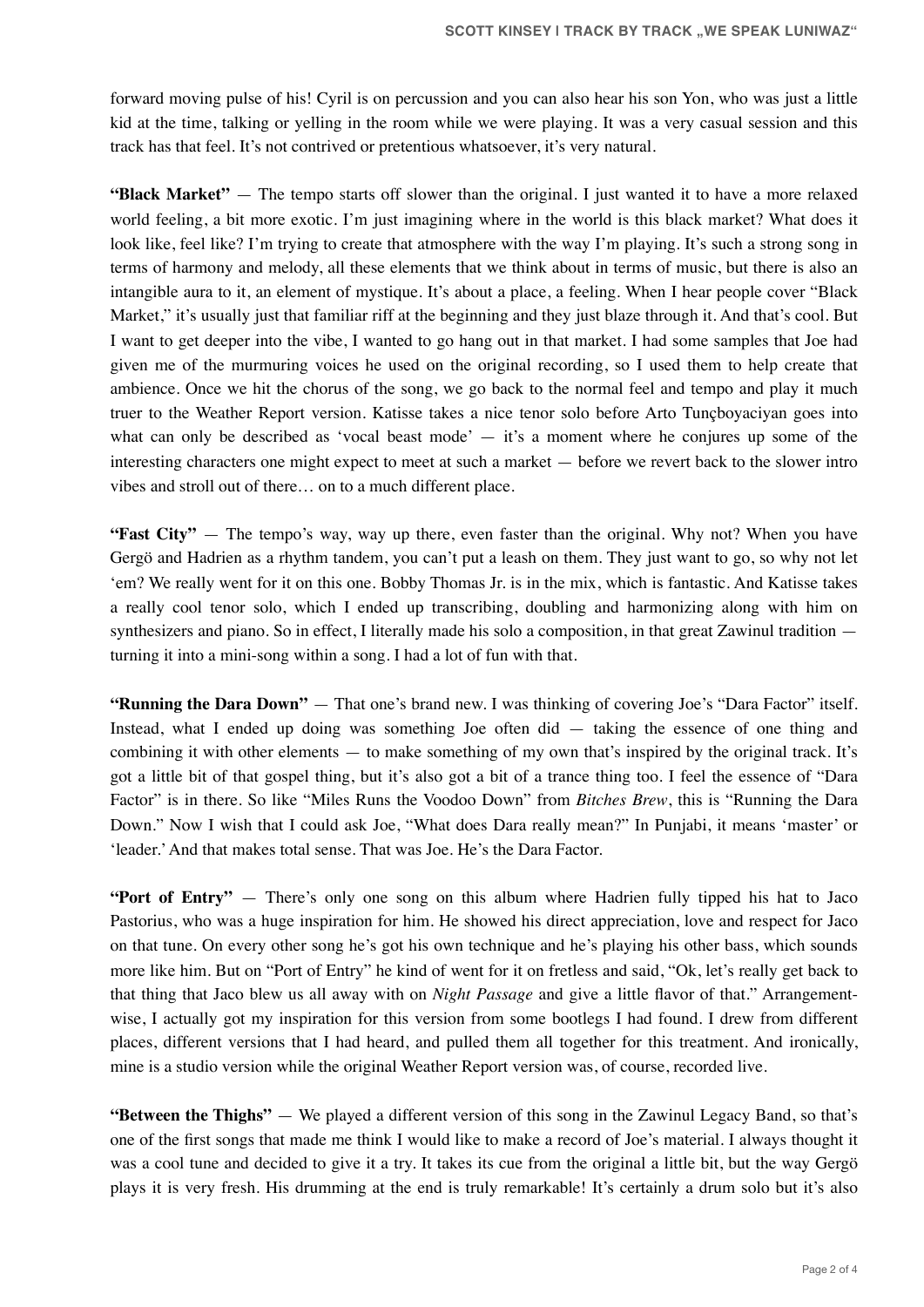forward moving pulse of his! Cyril is on percussion and you can also hear his son Yon, who was just a little kid at the time, talking or yelling in the room while we were playing. It was a very casual session and this track has that feel. It's not contrived or pretentious whatsoever, it's very natural.

**"Black Market"** — The tempo starts off slower than the original. I just wanted it to have a more relaxed world feeling, a bit more exotic. I'm just imagining where in the world is this black market? What does it look like, feel like? I'm trying to create that atmosphere with the way I'm playing. It's such a strong song in terms of harmony and melody, all these elements that we think about in terms of music, but there is also an intangible aura to it, an element of mystique. It's about a place, a feeling. When I hear people cover "Black Market," it's usually just that familiar riff at the beginning and they just blaze through it. And that's cool. But I want to get deeper into the vibe, I wanted to go hang out in that market. I had some samples that Joe had given me of the murmuring voices he used on the original recording, so I used them to help create that ambience. Once we hit the chorus of the song, we go back to the normal feel and tempo and play it much truer to the Weather Report version. Katisse takes a nice tenor solo before Arto Tunçboyaciyan goes into what can only be described as 'vocal beast mode' — it's a moment where he conjures up some of the interesting characters one might expect to meet at such a market — before we revert back to the slower intro vibes and stroll out of there… on to a much different place.

**"Fast City"** — The tempo's way, way up there, even faster than the original. Why not? When you have Gergö and Hadrien as a rhythm tandem, you can't put a leash on them. They just want to go, so why not let 'em? We really went for it on this one. Bobby Thomas Jr. is in the mix, which is fantastic. And Katisse takes a really cool tenor solo, which I ended up transcribing, doubling and harmonizing along with him on synthesizers and piano. So in effect, I literally made his solo a composition, in that great Zawinul tradition — turning it into a mini-song within a song. I had a lot of fun with that.

**"Running the Dara Down"** — That one's brand new. I was thinking of covering Joe's "Dara Factor" itself. Instead, what I ended up doing was something Joe often did — taking the essence of one thing and combining it with other elements — to make something of my own that's inspired by the original track. It's got a little bit of that gospel thing, but it's also got a bit of a trance thing too. I feel the essence of "Dara Factor" is in there. So like "Miles Runs the Voodoo Down" from *Bitches Brew*, this is "Running the Dara Down." Now I wish that I could ask Joe, "What does Dara really mean?" In Punjabi, it means 'master' or 'leader.' And that makes total sense. That was Joe. He's the Dara Factor.

**"Port of Entry"** — There's only one song on this album where Hadrien fully tipped his hat to Jaco Pastorius, who was a huge inspiration for him. He showed his direct appreciation, love and respect for Jaco on that tune. On every other song he's got his own technique and he's playing his other bass, which sounds more like him. But on "Port of Entry" he kind of went for it on fretless and said, "Ok, let's really get back to that thing that Jaco blew us all away with on *Night Passage* and give a little flavor of that." Arrangement-wise, I actually got my inspiration for this version from some bootlegs I had found. I drew from different places, different versions that I had heard, and pulled them all together for this treatment. And ironically, mine is a studio version while the original Weather Report version was, of course, recorded live.

**"Between the Thighs"** — We played a different version of this song in the Zawinul Legacy Band, so that's one of the first songs that made me think I would like to make a record of Joe's material. I always thought it was a cool tune and decided to give it a try. It takes its cue from the original a little bit, but the way Gergö plays it is very fresh. His drumming at the end is truly remarkable! It's certainly a drum solo but it's also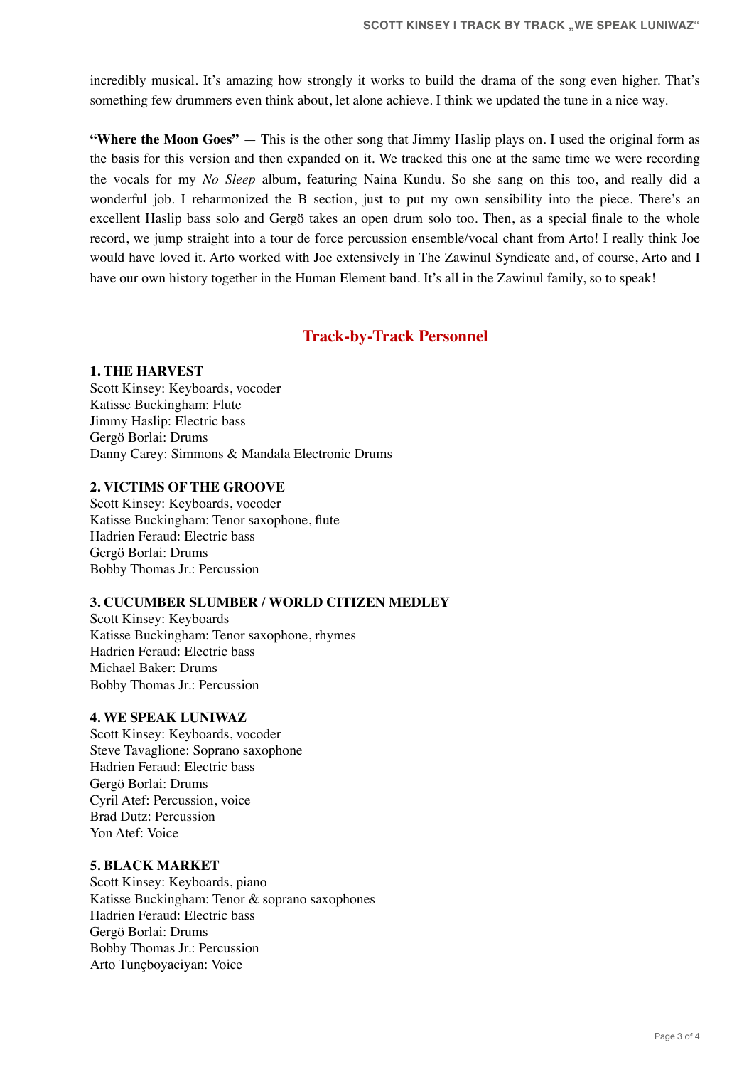incredibly musical. It's amazing how strongly it works to build the drama of the song even higher. That's something few drummers even think about, let alone achieve. I think we updated the tune in a nice way.

**"Where the Moon Goes"** — This is the other song that Jimmy Haslip plays on. I used the original form as the basis for this version and then expanded on it. We tracked this one at the same time we were recording the vocals for my *No Sleep* album, featuring Naina Kundu. So she sang on this too, and really did a wonderful job. I reharmonized the B section, just to put my own sensibility into the piece. There's an excellent Haslip bass solo and Gergö takes an open drum solo too. Then, as a special finale to the whole record, we jump straight into a tour de force percussion ensemble/vocal chant from Arto! I really think Joe would have loved it. Arto worked with Joe extensively in The Zawinul Syndicate and, of course, Arto and I have our own history together in the Human Element band. It's all in the Zawinul family, so to speak!

## Track-by-Track Personnel

**1. THE HARVEST**
Scott Kinsey: Keyboards, vocoder
Katisse Buckingham: Flute
Jimmy Haslip: Electric bass
Gergö Borlai: Drums
Danny Carey: Simmons & Mandala Electronic Drums

**2. VICTIMS OF THE GROOVE**
Scott Kinsey: Keyboards, vocoder
Katisse Buckingham: Tenor saxophone, flute
Hadrien Feraud: Electric bass
Gergö Borlai: Drums
Bobby Thomas Jr.: Percussion

**3. CUCUMBER SLUMBER / WORLD CITIZEN MEDLEY**
Scott Kinsey: Keyboards
Katisse Buckingham: Tenor saxophone, rhymes
Hadrien Feraud: Electric bass
Michael Baker: Drums
Bobby Thomas Jr.: Percussion

**4. WE SPEAK LUNIWAZ**
Scott Kinsey: Keyboards, vocoder
Steve Tavaglione: Soprano saxophone
Hadrien Feraud: Electric bass
Gergö Borlai: Drums
Cyril Atef: Percussion, voice
Brad Dutz: Percussion
Yon Atef: Voice

**5. BLACK MARKET**
Scott Kinsey: Keyboards, piano
Katisse Buckingham: Tenor & soprano saxophones
Hadrien Feraud: Electric bass
Gergö Borlai: Drums
Bobby Thomas Jr.: Percussion
Arto Tunçboyaciyan: Voice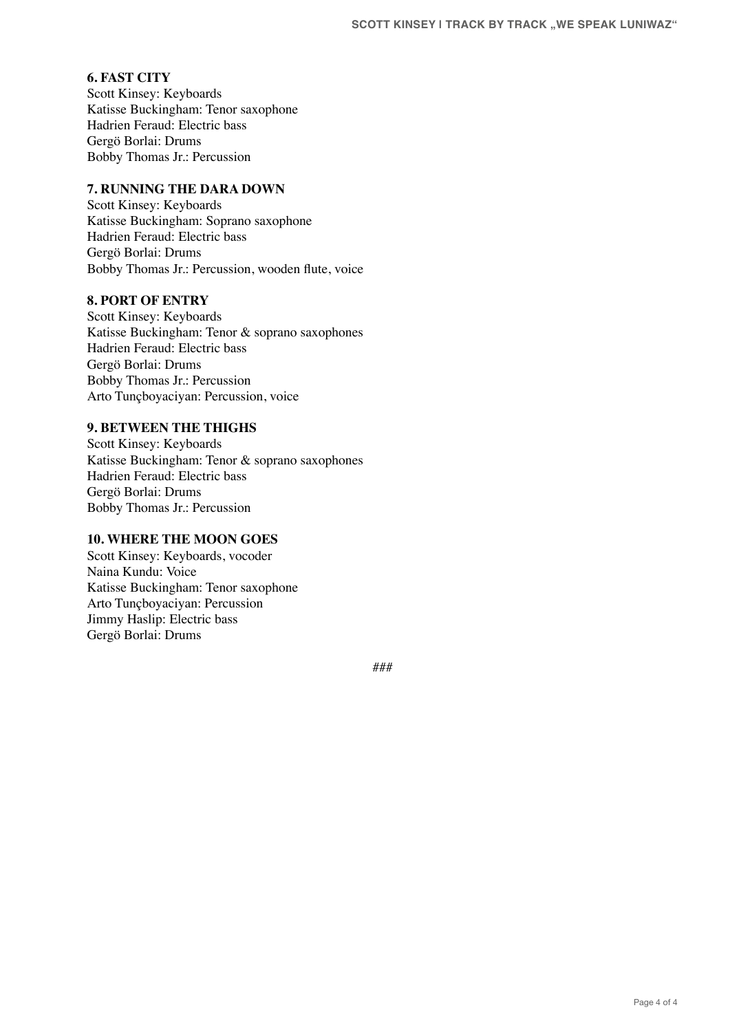**6. FAST CITY**
Scott Kinsey: Keyboards
Katisse Buckingham: Tenor saxophone
Hadrien Feraud: Electric bass
Gergö Borlai: Drums
Bobby Thomas Jr.: Percussion

**7. RUNNING THE DARA DOWN**
Scott Kinsey: Keyboards
Katisse Buckingham: Soprano saxophone
Hadrien Feraud: Electric bass
Gergö Borlai: Drums
Bobby Thomas Jr.: Percussion, wooden flute, voice

**8. PORT OF ENTRY**
Scott Kinsey: Keyboards
Katisse Buckingham: Tenor & soprano saxophones
Hadrien Feraud: Electric bass
Gergö Borlai: Drums
Bobby Thomas Jr.: Percussion
Arto Tunçboyaciyan: Percussion, voice

**9. BETWEEN THE THIGHS**
Scott Kinsey: Keyboards
Katisse Buckingham: Tenor & soprano saxophones
Hadrien Feraud: Electric bass
Gergö Borlai: Drums
Bobby Thomas Jr.: Percussion

**10. WHERE THE MOON GOES**
Scott Kinsey: Keyboards, vocoder
Naina Kundu: Voice
Katisse Buckingham: Tenor saxophone
Arto Tunçboyaciyan: Percussion
Jimmy Haslip: Electric bass
Gergö Borlai: Drums

###